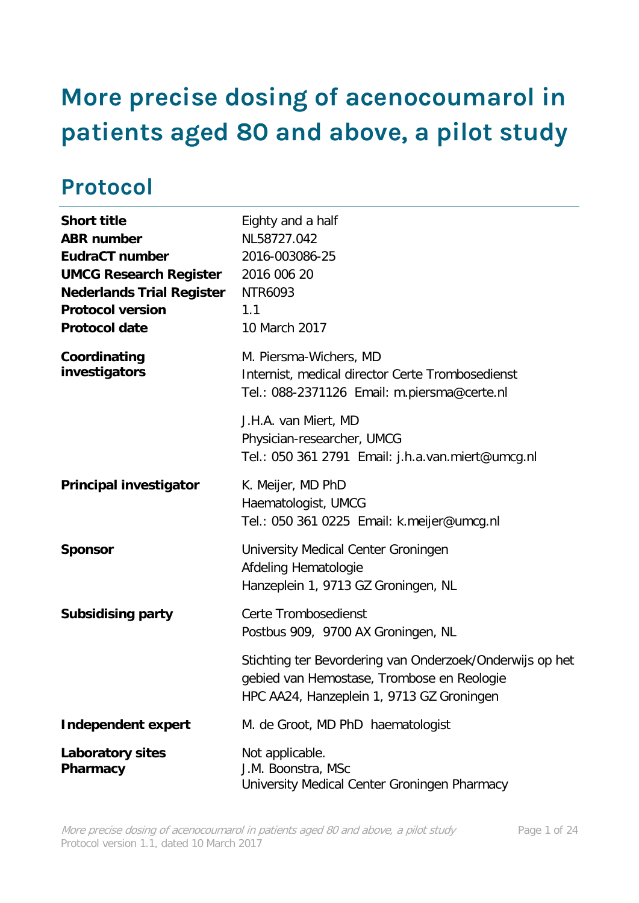# More precise dosing of acenocoumarol in patients aged 80 and above, a pilot study

## Protocol

| | |
|---|---|
| **Short title** | Eighty and a half |
| **ABR number** | NL58727.042 |
| **EudraCT number** | 2016-003086-25 |
| **UMCG Research Register** | 2016 006 20 |
| **Nederlands Trial Register** | NTR6093 |
| **Protocol version** | 1.1 |
| **Protocol date** | 10 March 2017 |
| **Coordinating investigators** | M. Piersma-Wichers, MD<br>Internist, medical director Certe Trombosedienst<br>Tel.: 088-2371126 Email: m.piersma@certe.nl<br><br>J.H.A. van Miert, MD<br>Physician-researcher, UMCG<br>Tel.: 050 361 2791 Email: j.h.a.van.miert@umcg.nl |
| **Principal investigator** | K. Meijer, MD PhD<br>Haematologist, UMCG<br>Tel.: 050 361 0225 Email: k.meijer@umcg.nl |
| **Sponsor** | University Medical Center Groningen<br>Afdeling Hematologie<br>Hanzeplein 1, 9713 GZ Groningen, NL |
| **Subsidising party** | Certe Trombosedienst<br>Postbus 909, 9700 AX Groningen, NL<br><br>Stichting ter Bevordering van Onderzoek/Onderwijs op het gebied van Hemostase, Trombose en Reologie<br>HPC AA24, Hanzeplein 1, 9713 GZ Groningen |
| **Independent expert** | M. de Groot, MD PhD haematologist |
| **Laboratory sites** | Not applicable. |
| **Pharmacy** | J.M. Boonstra, MSc<br>University Medical Center Groningen Pharmacy |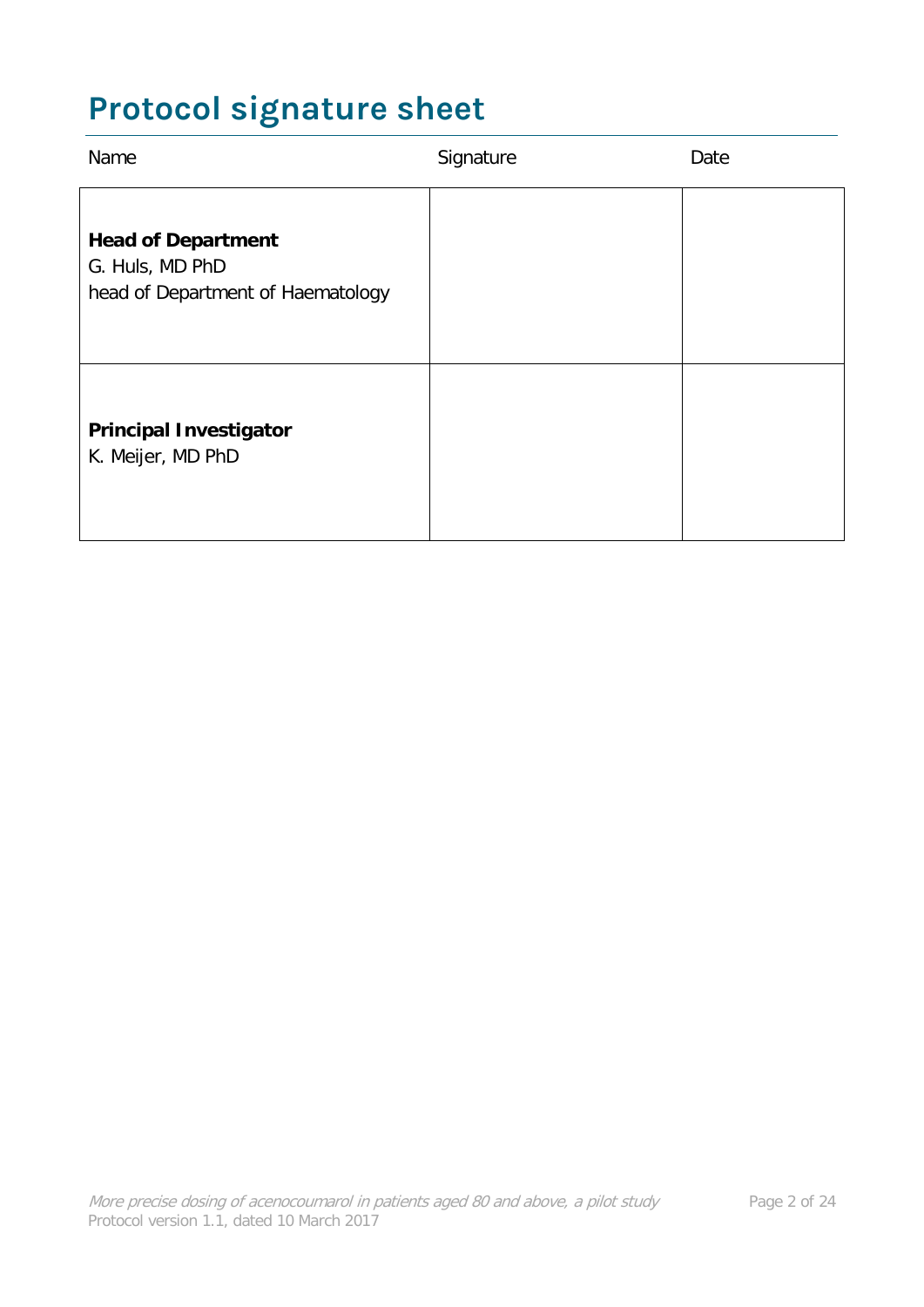# Protocol signature sheet

| Name | Signature | Date |
|---|---|---|
| **Head of Department**<br>G. Huls, MD PhD<br>head of Department of Haematology | | |
| **Principal Investigator**<br>K. Meijer, MD PhD | | |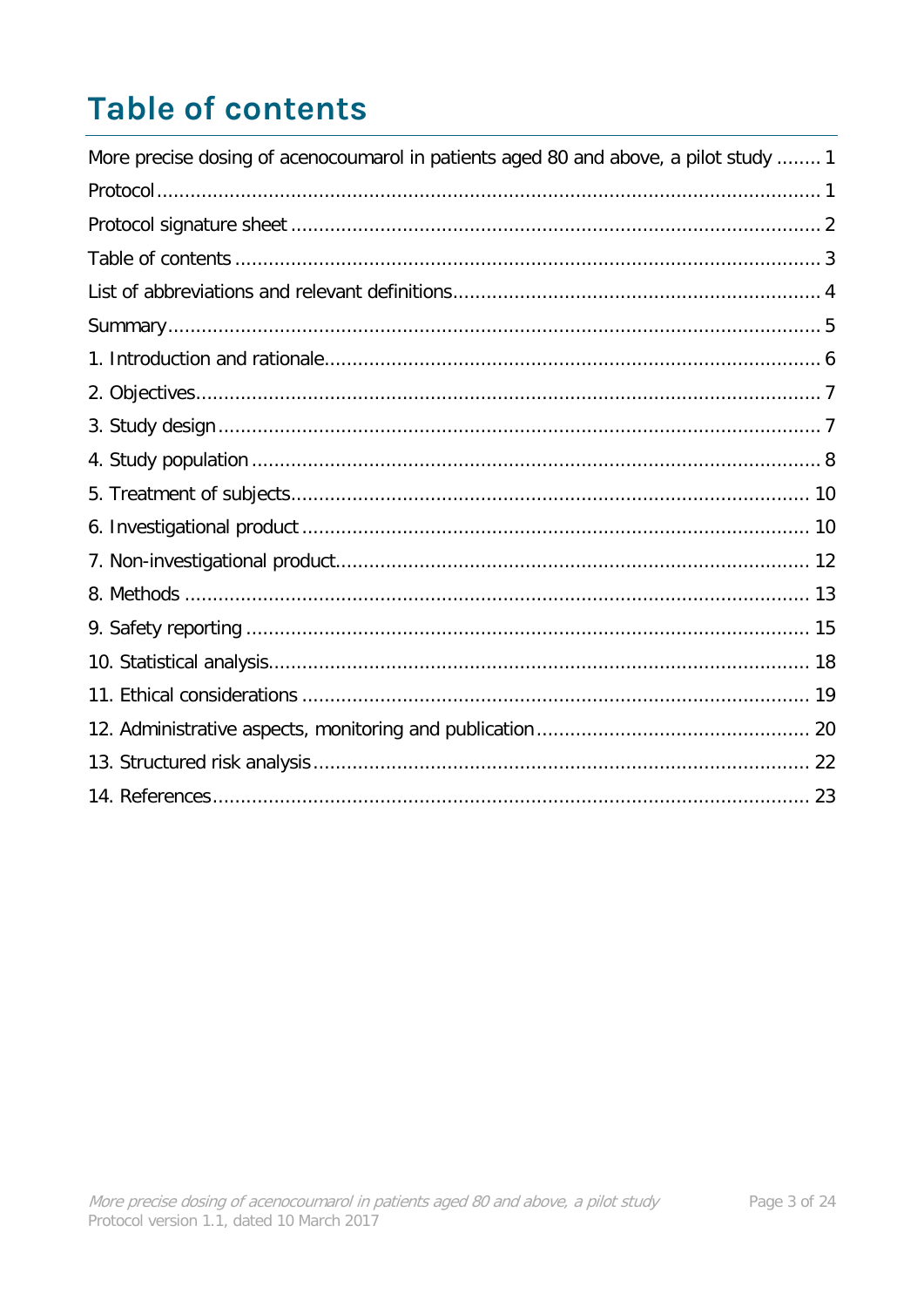# Table of contents

More precise dosing of acenocoumarol in patients aged 80 and above, a pilot study ........ 1

Protocol ........ 1

Protocol signature sheet ........ 2

Table of contents ........ 3

List of abbreviations and relevant definitions ........ 4

Summary ........ 5

1. Introduction and rationale ........ 6

2. Objectives ........ 7

3. Study design ........ 7

4. Study population ........ 8

5. Treatment of subjects ........ 10

6. Investigational product ........ 10

7. Non-investigational product ........ 12

8. Methods ........ 13

9. Safety reporting ........ 15

10. Statistical analysis ........ 18

11. Ethical considerations ........ 19

12. Administrative aspects, monitoring and publication ........ 20

13. Structured risk analysis ........ 22

14. References ........ 23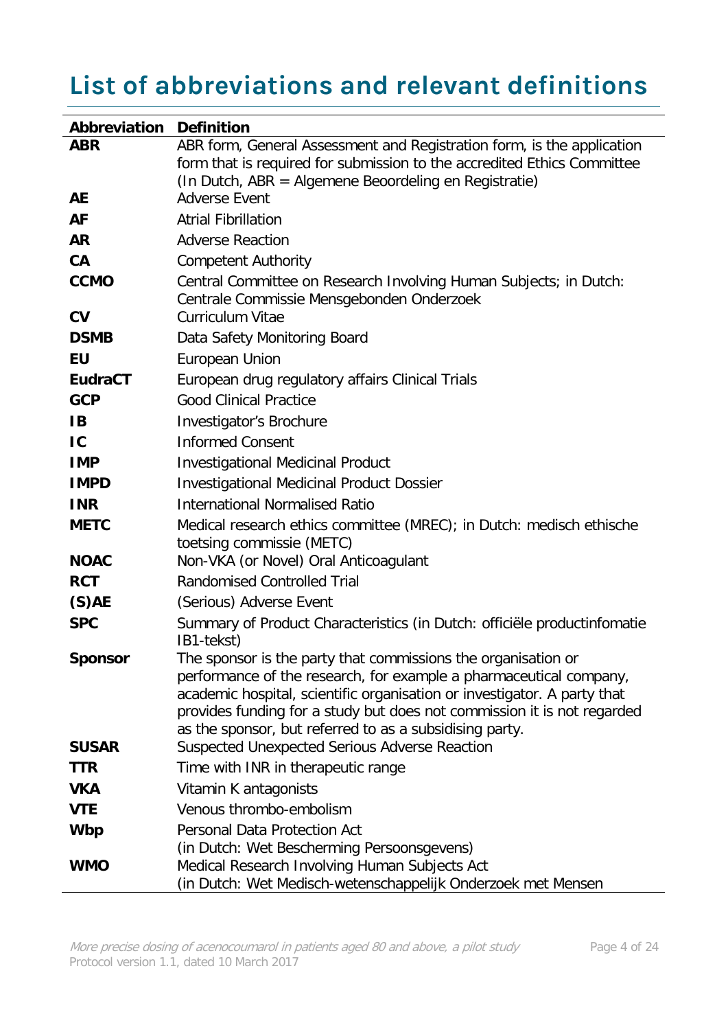# List of abbreviations and relevant definitions

| Abbreviation | Definition |
|---|---|
| **ABR** | ABR form, General Assessment and Registration form, is the application form that is required for submission to the accredited Ethics Committee (In Dutch, ABR = Algemene Beoordeling en Registratie) |
| **AE** | Adverse Event |
| **AF** | Atrial Fibrillation |
| **AR** | Adverse Reaction |
| **CA** | Competent Authority |
| **CCMO** | Central Committee on Research Involving Human Subjects; in Dutch: Centrale Commissie Mensgebonden Onderzoek |
| **CV** | Curriculum Vitae |
| **DSMB** | Data Safety Monitoring Board |
| **EU** | European Union |
| **EudraCT** | European drug regulatory affairs Clinical Trials |
| **GCP** | Good Clinical Practice |
| **IB** | Investigator's Brochure |
| **IC** | Informed Consent |
| **IMP** | Investigational Medicinal Product |
| **IMPD** | Investigational Medicinal Product Dossier |
| **INR** | International Normalised Ratio |
| **METC** | Medical research ethics committee (MREC); in Dutch: medisch ethische toetsing commissie (METC) |
| **NOAC** | Non-VKA (or Novel) Oral Anticoagulant |
| **RCT** | Randomised Controlled Trial |
| **(S)AE** | (Serious) Adverse Event |
| **SPC** | Summary of Product Characteristics (in Dutch: officiële productinfomatie IB1-tekst) |
| **Sponsor** | The sponsor is the party that commissions the organisation or performance of the research, for example a pharmaceutical company, academic hospital, scientific organisation or investigator. A party that provides funding for a study but does not commission it is not regarded as the sponsor, but referred to as a subsidising party. |
| **SUSAR** | Suspected Unexpected Serious Adverse Reaction |
| **TTR** | Time with INR in therapeutic range |
| **VKA** | Vitamin K antagonists |
| **VTE** | Venous thrombo-embolism |
| **Wbp** | Personal Data Protection Act (in Dutch: Wet Bescherming Persoonsgevens) |
| **WMO** | Medical Research Involving Human Subjects Act (in Dutch: Wet Medisch-wetenschappelijk Onderzoek met Mensen |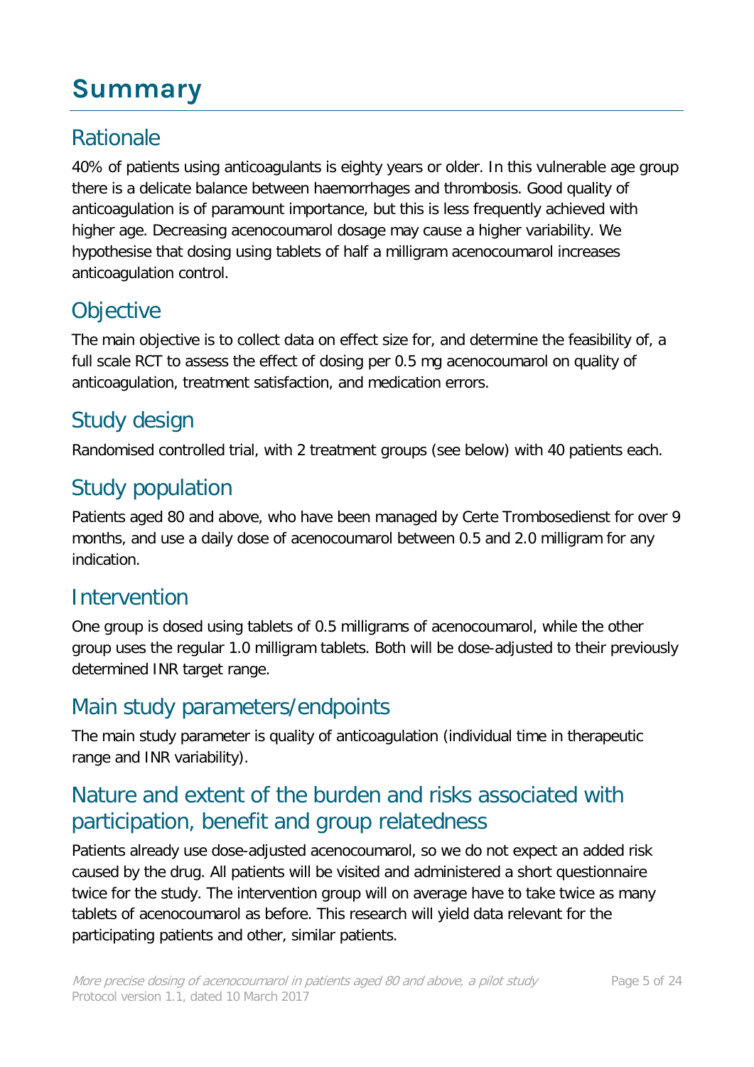# Summary

## Rationale

40% of patients using anticoagulants is eighty years or older. In this vulnerable age group there is a delicate balance between haemorrhages and thrombosis. Good quality of anticoagulation is of paramount importance, but this is less frequently achieved with higher age. Decreasing acenocoumarol dosage may cause a higher variability. We hypothesise that dosing using tablets of half a milligram acenocoumarol increases anticoagulation control.

## Objective

The main objective is to collect data on effect size for, and determine the feasibility of, a full scale RCT to assess the effect of dosing per 0.5 mg acenocoumarol on quality of anticoagulation, treatment satisfaction, and medication errors.

## Study design

Randomised controlled trial, with 2 treatment groups (see below) with 40 patients each.

## Study population

Patients aged 80 and above, who have been managed by Certe Trombosedienst for over 9 months, and use a daily dose of acenocoumarol between 0.5 and 2.0 milligram for any indication.

## Intervention

One group is dosed using tablets of 0.5 milligrams of acenocoumarol, while the other group uses the regular 1.0 milligram tablets. Both will be dose-adjusted to their previously determined INR target range.

## Main study parameters/endpoints

The main study parameter is quality of anticoagulation (individual time in therapeutic range and INR variability).

## Nature and extent of the burden and risks associated with participation, benefit and group relatedness

Patients already use dose-adjusted acenocoumarol, so we do not expect an added risk caused by the drug. All patients will be visited and administered a short questionnaire twice for the study. The intervention group will on average have to take twice as many tablets of acenocoumarol as before. This research will yield data relevant for the participating patients and other, similar patients.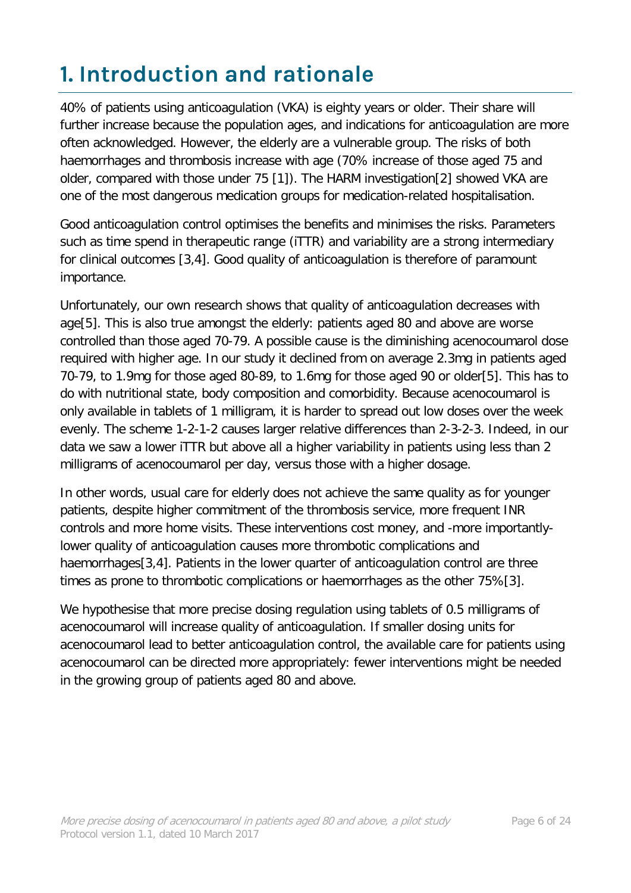# 1. Introduction and rationale

40% of patients using anticoagulation (VKA) is eighty years or older. Their share will further increase because the population ages, and indications for anticoagulation are more often acknowledged. However, the elderly are a vulnerable group. The risks of both haemorrhages and thrombosis increase with age (70% increase of those aged 75 and older, compared with those under 75 [1]). The HARM investigation[2] showed VKA are one of the most dangerous medication groups for medication-related hospitalisation.

Good anticoagulation control optimises the benefits and minimises the risks. Parameters such as time spend in therapeutic range (iTTR) and variability are a strong intermediary for clinical outcomes [3,4]. Good quality of anticoagulation is therefore of paramount importance.

Unfortunately, our own research shows that quality of anticoagulation decreases with age[5]. This is also true amongst the elderly: patients aged 80 and above are worse controlled than those aged 70-79. A possible cause is the diminishing acenocoumarol dose required with higher age. In our study it declined from on average 2.3mg in patients aged 70-79, to 1.9mg for those aged 80-89, to 1.6mg for those aged 90 or older[5]. This has to do with nutritional state, body composition and comorbidity. Because acenocoumarol is only available in tablets of 1 milligram, it is harder to spread out low doses over the week evenly. The scheme 1-2-1-2 causes larger relative differences than 2-3-2-3. Indeed, in our data we saw a lower iTTR but above all a higher variability in patients using less than 2 milligrams of acenocoumarol per day, versus those with a higher dosage.

In other words, usual care for elderly does not achieve the same quality as for younger patients, despite higher commitment of the thrombosis service, more frequent INR controls and more home visits. These interventions cost money, and -more importantly- lower quality of anticoagulation causes more thrombotic complications and haemorrhages[3,4]. Patients in the lower quarter of anticoagulation control are three times as prone to thrombotic complications or haemorrhages as the other 75%[3].

We hypothesise that more precise dosing regulation using tablets of 0.5 milligrams of acenocoumarol will increase quality of anticoagulation. If smaller dosing units for acenocoumarol lead to better anticoagulation control, the available care for patients using acenocoumarol can be directed more appropriately: fewer interventions might be needed in the growing group of patients aged 80 and above.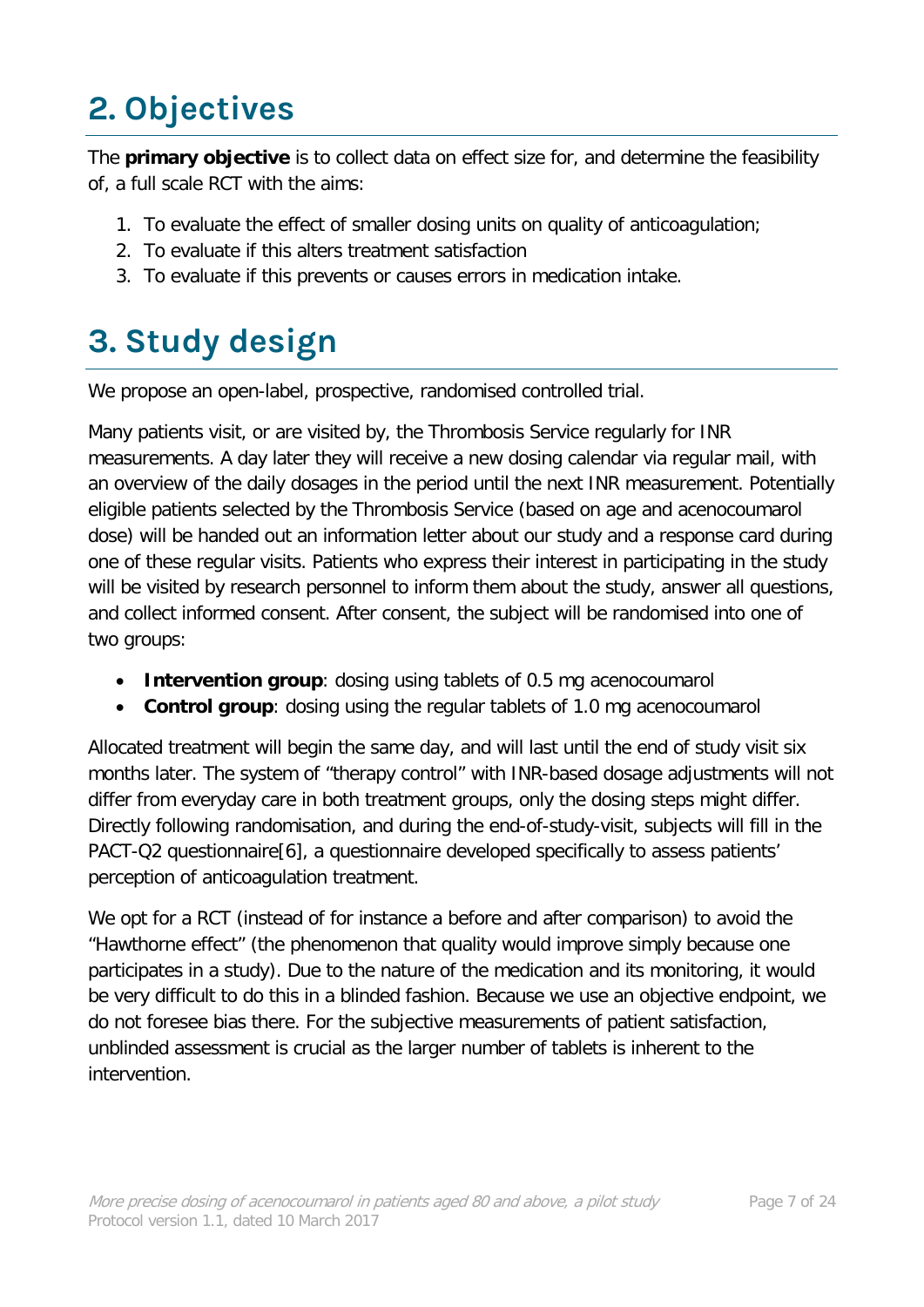# 2. Objectives

The **primary objective** is to collect data on effect size for, and determine the feasibility of, a full scale RCT with the aims:

1. To evaluate the effect of smaller dosing units on quality of anticoagulation;
2. To evaluate if this alters treatment satisfaction
3. To evaluate if this prevents or causes errors in medication intake.

# 3. Study design

We propose an open-label, prospective, randomised controlled trial.

Many patients visit, or are visited by, the Thrombosis Service regularly for INR measurements. A day later they will receive a new dosing calendar via regular mail, with an overview of the daily dosages in the period until the next INR measurement. Potentially eligible patients selected by the Thrombosis Service (based on age and acenocoumarol dose) will be handed out an information letter about our study and a response card during one of these regular visits. Patients who express their interest in participating in the study will be visited by research personnel to inform them about the study, answer all questions, and collect informed consent. After consent, the subject will be randomised into one of two groups:

- **Intervention group**: dosing using tablets of 0.5 mg acenocoumarol
- **Control group**: dosing using the regular tablets of 1.0 mg acenocoumarol

Allocated treatment will begin the same day, and will last until the end of study visit six months later. The system of "therapy control" with INR-based dosage adjustments will not differ from everyday care in both treatment groups, only the dosing steps might differ. Directly following randomisation, and during the end-of-study-visit, subjects will fill in the PACT-Q2 questionnaire[6], a questionnaire developed specifically to assess patients' perception of anticoagulation treatment.

We opt for a RCT (instead of for instance a before and after comparison) to avoid the "Hawthorne effect" (the phenomenon that quality would improve simply because one participates in a study). Due to the nature of the medication and its monitoring, it would be very difficult to do this in a blinded fashion. Because we use an objective endpoint, we do not foresee bias there. For the subjective measurements of patient satisfaction, unblinded assessment is crucial as the larger number of tablets is inherent to the intervention.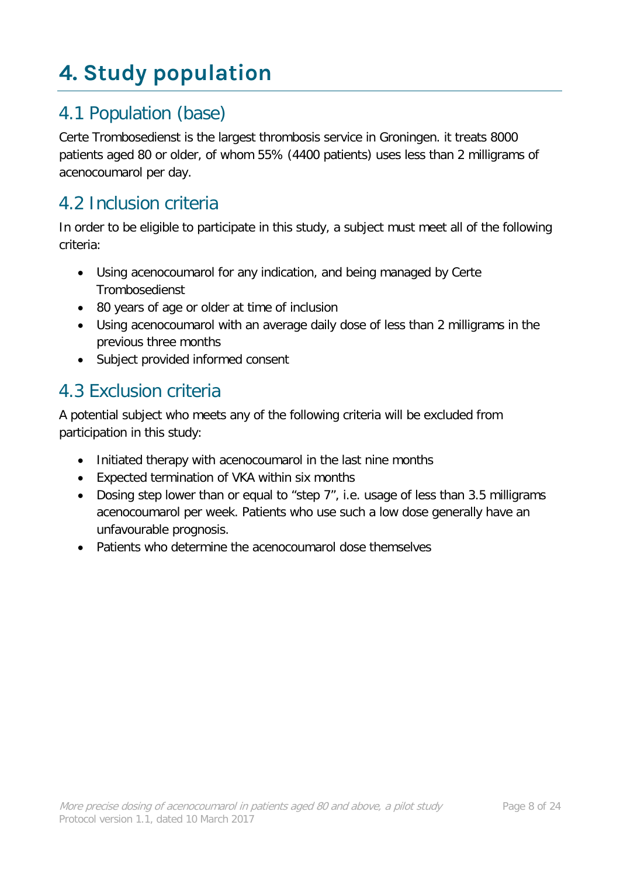# 4. Study population

## 4.1 Population (base)

Certe Trombosedienst is the largest thrombosis service in Groningen. it treats 8000 patients aged 80 or older, of whom 55% (4400 patients) uses less than 2 milligrams of acenocoumarol per day.

## 4.2 Inclusion criteria

In order to be eligible to participate in this study, a subject must meet all of the following criteria:

- Using acenocoumarol for any indication, and being managed by Certe Trombosedienst
- 80 years of age or older at time of inclusion
- Using acenocoumarol with an average daily dose of less than 2 milligrams in the previous three months
- Subject provided informed consent

## 4.3 Exclusion criteria

A potential subject who meets any of the following criteria will be excluded from participation in this study:

- Initiated therapy with acenocoumarol in the last nine months
- Expected termination of VKA within six months
- Dosing step lower than or equal to “step 7”, i.e. usage of less than 3.5 milligrams acenocoumarol per week. Patients who use such a low dose generally have an unfavourable prognosis.
- Patients who determine the acenocoumarol dose themselves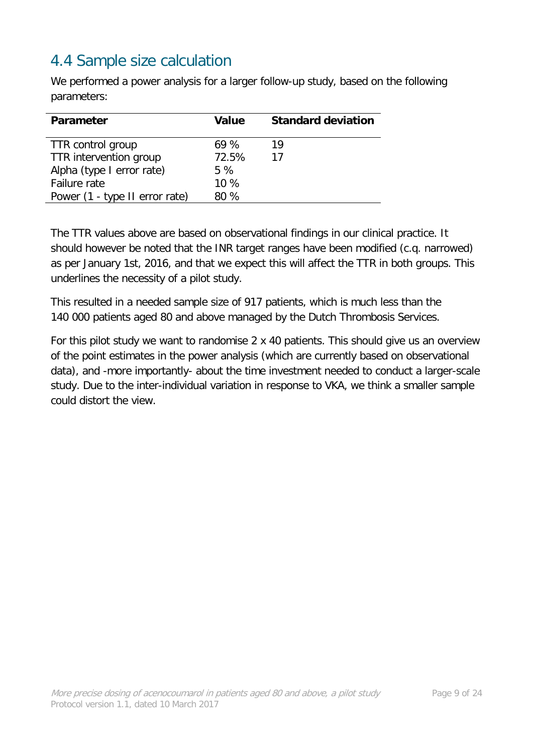## 4.4 Sample size calculation

We performed a power analysis for a larger follow-up study, based on the following parameters:

| Parameter | Value | Standard deviation |
| --- | --- | --- |
| TTR control group | 69 % | 19 |
| TTR intervention group | 72.5% | 17 |
| Alpha (type I error rate) | 5 % | |
| Failure rate | 10 % | |
| Power (1 - type II error rate) | 80 % | |

The TTR values above are based on observational findings in our clinical practice. It should however be noted that the INR target ranges have been modified (c.q. narrowed) as per January 1st, 2016, and that we expect this will affect the TTR in both groups. This underlines the necessity of a pilot study.

This resulted in a needed sample size of 917 patients, which is much less than the 140 000 patients aged 80 and above managed by the Dutch Thrombosis Services.

For this pilot study we want to randomise 2 x 40 patients. This should give us an overview of the point estimates in the power analysis (which are currently based on observational data), and -more importantly- about the time investment needed to conduct a larger-scale study. Due to the inter-individual variation in response to VKA, we think a smaller sample could distort the view.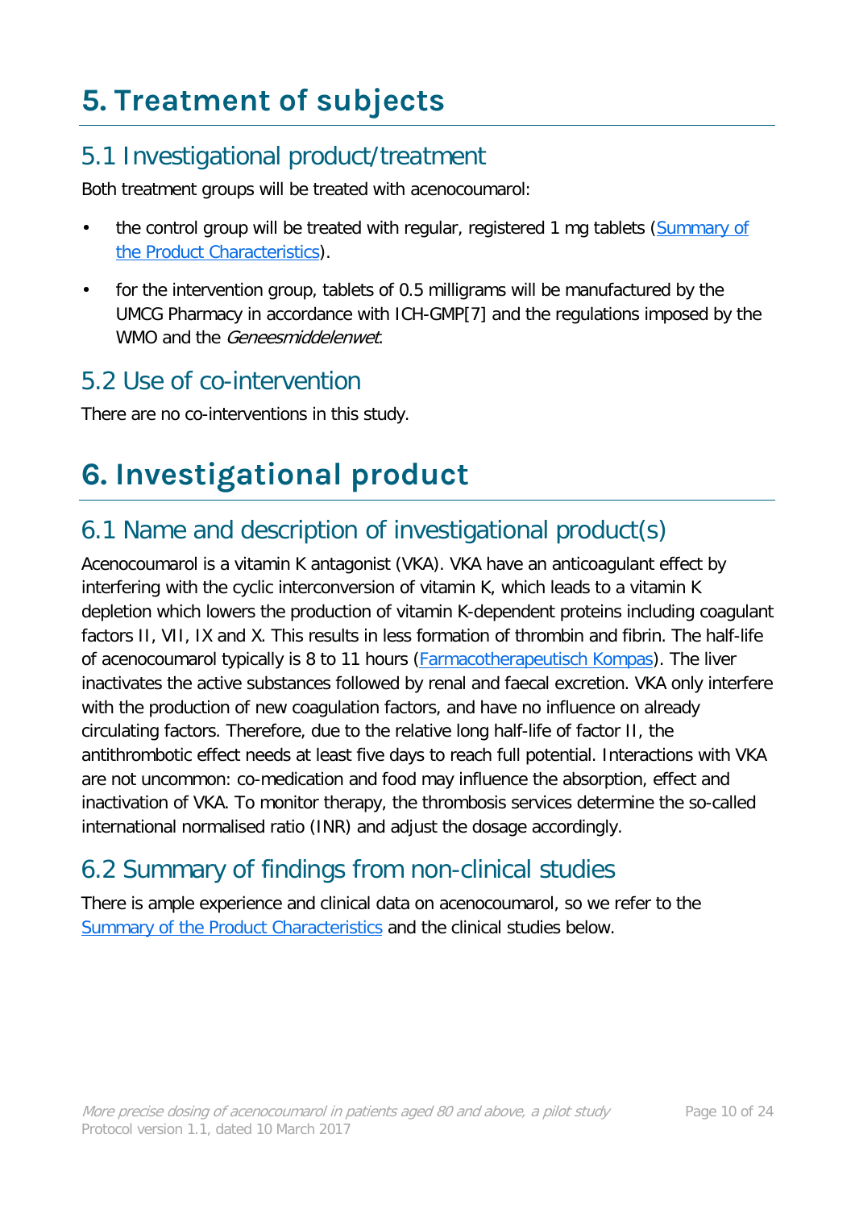# 5. Treatment of subjects

## 5.1 Investigational product/treatment

Both treatment groups will be treated with acenocoumarol:

- the control group will be treated with regular, registered 1 mg tablets (Summary of the Product Characteristics).
- for the intervention group, tablets of 0.5 milligrams will be manufactured by the UMCG Pharmacy in accordance with ICH-GMP[7] and the regulations imposed by the WMO and the *Geneesmiddelenwet*.

## 5.2 Use of co-intervention

There are no co-interventions in this study.

# 6. Investigational product

## 6.1 Name and description of investigational product(s)

Acenocoumarol is a vitamin K antagonist (VKA). VKA have an anticoagulant effect by interfering with the cyclic interconversion of vitamin K, which leads to a vitamin K depletion which lowers the production of vitamin K-dependent proteins including coagulant factors II, VII, IX and X. This results in less formation of thrombin and fibrin. The half-life of acenocoumarol typically is 8 to 11 hours (Farmacotherapeutisch Kompas). The liver inactivates the active substances followed by renal and faecal excretion. VKA only interfere with the production of new coagulation factors, and have no influence on already circulating factors. Therefore, due to the relative long half-life of factor II, the antithrombotic effect needs at least five days to reach full potential. Interactions with VKA are not uncommon: co-medication and food may influence the absorption, effect and inactivation of VKA. To monitor therapy, the thrombosis services determine the so-called international normalised ratio (INR) and adjust the dosage accordingly.

## 6.2 Summary of findings from non-clinical studies

There is ample experience and clinical data on acenocoumarol, so we refer to the Summary of the Product Characteristics and the clinical studies below.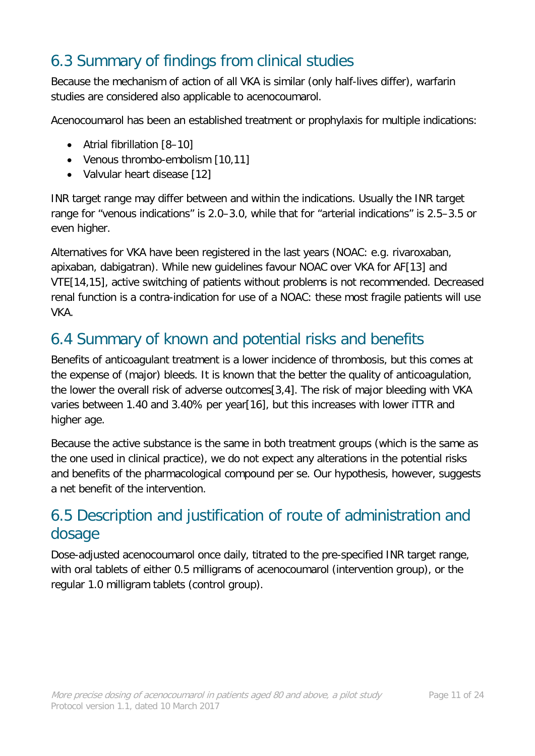## 6.3 Summary of findings from clinical studies

Because the mechanism of action of all VKA is similar (only half-lives differ), warfarin studies are considered also applicable to acenocoumarol.

Acenocoumarol has been an established treatment or prophylaxis for multiple indications:

- Atrial fibrillation [8–10]
- Venous thrombo-embolism [10,11]
- Valvular heart disease [12]

INR target range may differ between and within the indications. Usually the INR target range for "venous indications" is 2.0–3.0, while that for "arterial indications" is 2.5–3.5 or even higher.

Alternatives for VKA have been registered in the last years (NOAC: e.g. rivaroxaban, apixaban, dabigatran). While new guidelines favour NOAC over VKA for AF[13] and VTE[14,15], active switching of patients without problems is not recommended. Decreased renal function is a contra-indication for use of a NOAC: these most fragile patients will use VKA.

## 6.4 Summary of known and potential risks and benefits

Benefits of anticoagulant treatment is a lower incidence of thrombosis, but this comes at the expense of (major) bleeds. It is known that the better the quality of anticoagulation, the lower the overall risk of adverse outcomes[3,4]. The risk of major bleeding with VKA varies between 1.40 and 3.40% per year[16], but this increases with lower iTTR and higher age.

Because the active substance is the same in both treatment groups (which is the same as the one used in clinical practice), we do not expect any alterations in the potential risks and benefits of the pharmacological compound per se. Our hypothesis, however, suggests a net benefit of the intervention.

## 6.5 Description and justification of route of administration and dosage

Dose-adjusted acenocoumarol once daily, titrated to the pre-specified INR target range, with oral tablets of either 0.5 milligrams of acenocoumarol (intervention group), or the regular 1.0 milligram tablets (control group).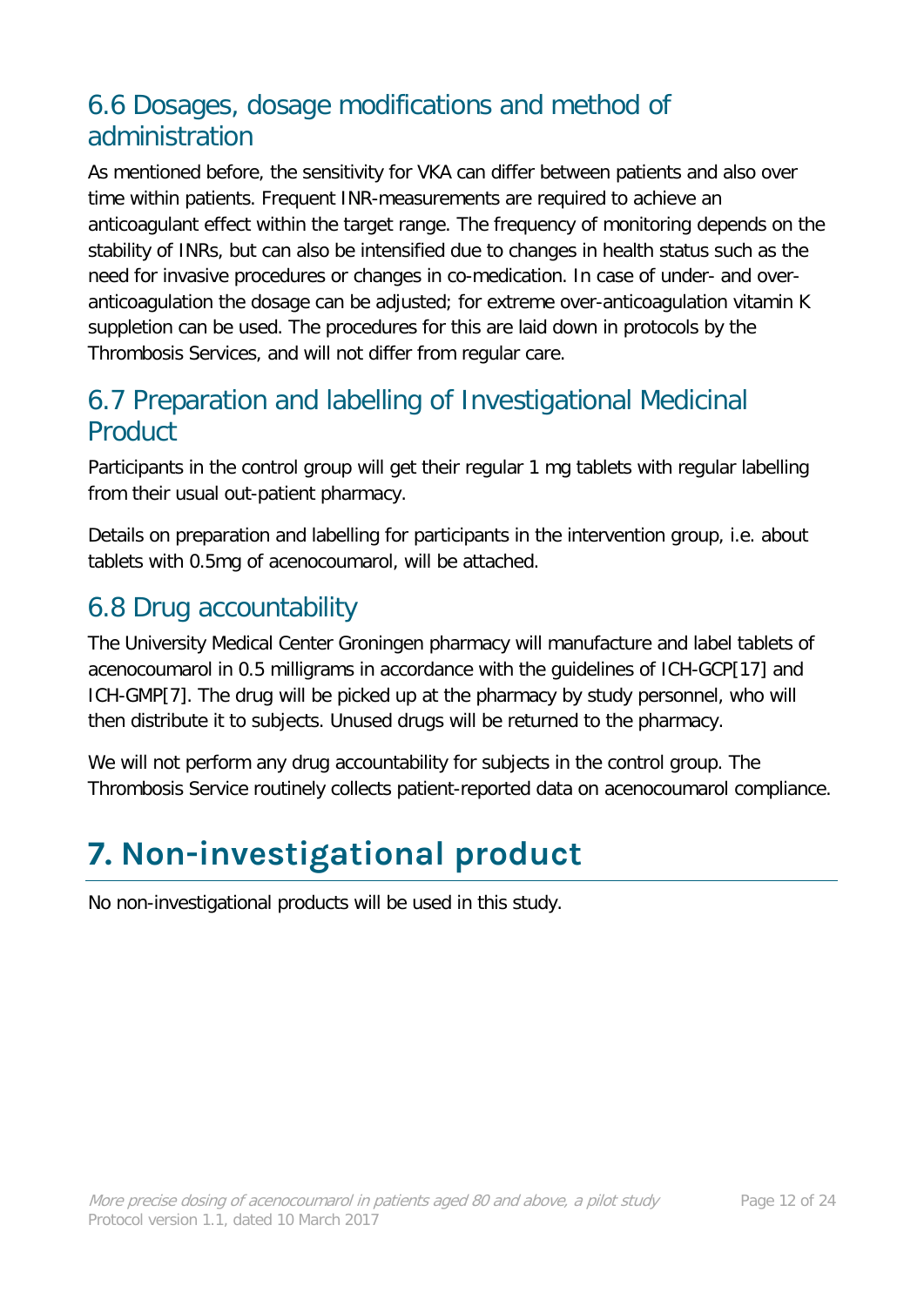## 6.6 Dosages, dosage modifications and method of administration

As mentioned before, the sensitivity for VKA can differ between patients and also over time within patients. Frequent INR-measurements are required to achieve an anticoagulant effect within the target range. The frequency of monitoring depends on the stability of INRs, but can also be intensified due to changes in health status such as the need for invasive procedures or changes in co-medication. In case of under- and over-anticoagulation the dosage can be adjusted; for extreme over-anticoagulation vitamin K suppletion can be used. The procedures for this are laid down in protocols by the Thrombosis Services, and will not differ from regular care.

## 6.7 Preparation and labelling of Investigational Medicinal Product

Participants in the control group will get their regular 1 mg tablets with regular labelling from their usual out-patient pharmacy.

Details on preparation and labelling for participants in the intervention group, i.e. about tablets with 0.5mg of acenocoumarol, will be attached.

## 6.8 Drug accountability

The University Medical Center Groningen pharmacy will manufacture and label tablets of acenocoumarol in 0.5 milligrams in accordance with the guidelines of ICH-GCP[17] and ICH-GMP[7]. The drug will be picked up at the pharmacy by study personnel, who will then distribute it to subjects. Unused drugs will be returned to the pharmacy.

We will not perform any drug accountability for subjects in the control group. The Thrombosis Service routinely collects patient-reported data on acenocoumarol compliance.

# 7. Non-investigational product

No non-investigational products will be used in this study.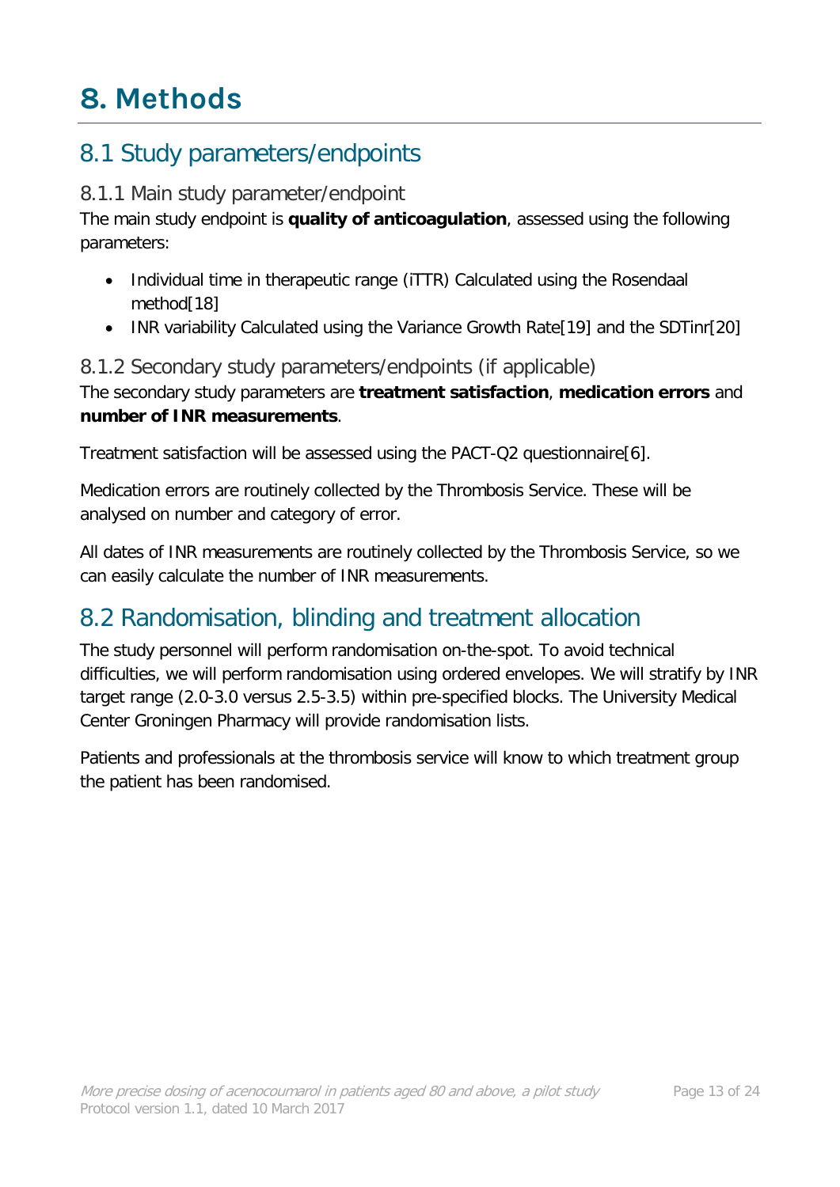# 8. Methods

## 8.1 Study parameters/endpoints

### 8.1.1 Main study parameter/endpoint

The main study endpoint is **quality of anticoagulation**, assessed using the following parameters:

- Individual time in therapeutic range (iTTR) Calculated using the Rosendaal method[18]
- INR variability Calculated using the Variance Growth Rate[19] and the SDTinr[20]

### 8.1.2 Secondary study parameters/endpoints (if applicable)

The secondary study parameters are **treatment satisfaction**, **medication errors** and **number of INR measurements**.

Treatment satisfaction will be assessed using the PACT-Q2 questionnaire[6].

Medication errors are routinely collected by the Thrombosis Service. These will be analysed on number and category of error.

All dates of INR measurements are routinely collected by the Thrombosis Service, so we can easily calculate the number of INR measurements.

## 8.2 Randomisation, blinding and treatment allocation

The study personnel will perform randomisation on-the-spot. To avoid technical difficulties, we will perform randomisation using ordered envelopes. We will stratify by INR target range (2.0-3.0 versus 2.5-3.5) within pre-specified blocks. The University Medical Center Groningen Pharmacy will provide randomisation lists.

Patients and professionals at the thrombosis service will know to which treatment group the patient has been randomised.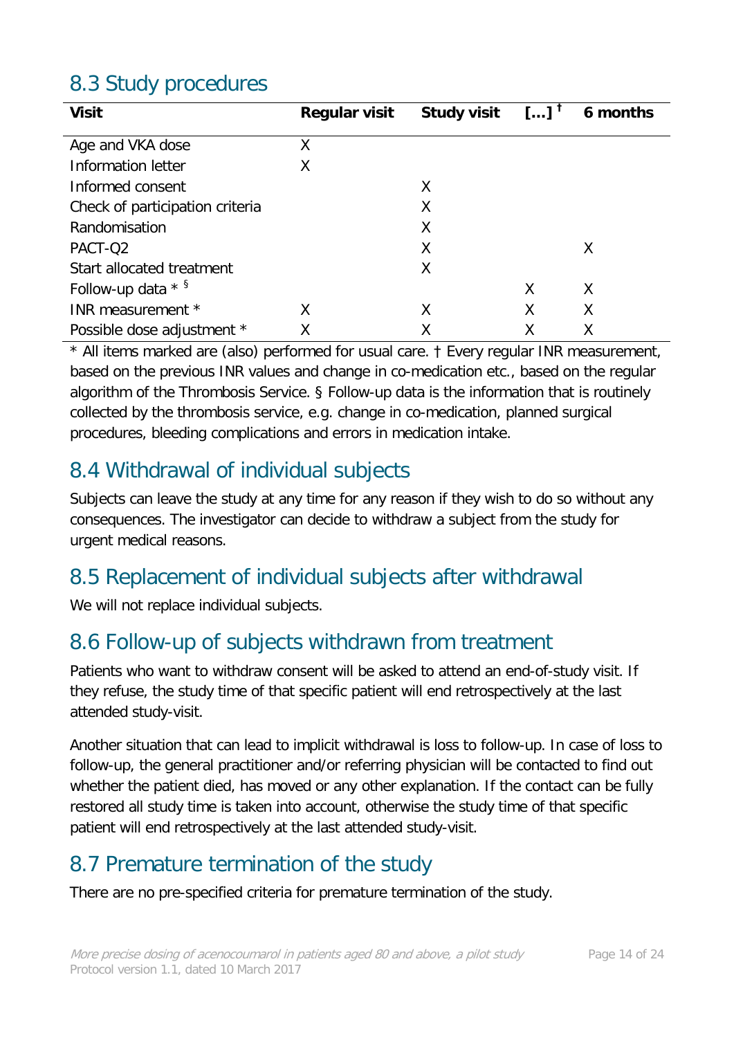## 8.3 Study procedures

| Visit | Regular visit | Study visit | […] [†] | 6 months |
|---|---|---|---|---|
| Age and VKA dose | X | | | |
| Information letter | X | | | |
| Informed consent | | X | | |
| Check of participation criteria | | X | | |
| Randomisation | | X | | |
| PACT-Q2 | | X | | X |
| Start allocated treatment | | X | | |
| Follow-up data * [§] | | | X | X |
| INR measurement * | X | X | X | X |
| Possible dose adjustment * | X | X | X | X |

* All items marked are (also) performed for usual care. † Every regular INR measurement, based on the previous INR values and change in co-medication etc., based on the regular algorithm of the Thrombosis Service. § Follow-up data is the information that is routinely collected by the thrombosis service, e.g. change in co-medication, planned surgical procedures, bleeding complications and errors in medication intake.

## 8.4 Withdrawal of individual subjects

Subjects can leave the study at any time for any reason if they wish to do so without any consequences. The investigator can decide to withdraw a subject from the study for urgent medical reasons.

## 8.5 Replacement of individual subjects after withdrawal

We will not replace individual subjects.

## 8.6 Follow-up of subjects withdrawn from treatment

Patients who want to withdraw consent will be asked to attend an end-of-study visit. If they refuse, the study time of that specific patient will end retrospectively at the last attended study-visit.

Another situation that can lead to implicit withdrawal is loss to follow-up. In case of loss to follow-up, the general practitioner and/or referring physician will be contacted to find out whether the patient died, has moved or any other explanation. If the contact can be fully restored all study time is taken into account, otherwise the study time of that specific patient will end retrospectively at the last attended study-visit.

## 8.7 Premature termination of the study

There are no pre-specified criteria for premature termination of the study.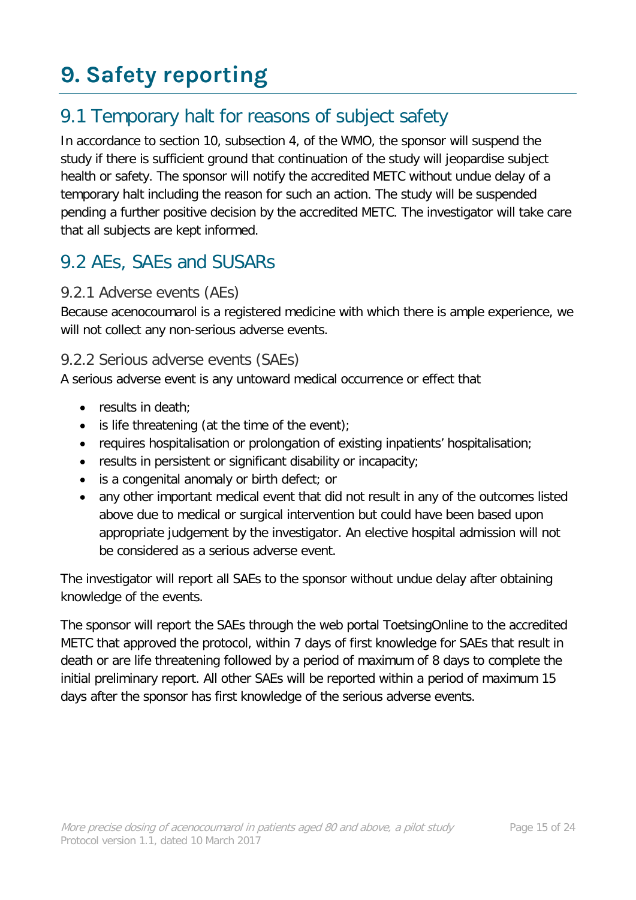# 9. Safety reporting

## 9.1 Temporary halt for reasons of subject safety

In accordance to section 10, subsection 4, of the WMO, the sponsor will suspend the study if there is sufficient ground that continuation of the study will jeopardise subject health or safety. The sponsor will notify the accredited METC without undue delay of a temporary halt including the reason for such an action. The study will be suspended pending a further positive decision by the accredited METC. The investigator will take care that all subjects are kept informed.

## 9.2 AEs, SAEs and SUSARs

### 9.2.1 Adverse events (AEs)

Because acenocoumarol is a registered medicine with which there is ample experience, we will not collect any non-serious adverse events.

### 9.2.2 Serious adverse events (SAEs)

A serious adverse event is any untoward medical occurrence or effect that

- results in death;
- is life threatening (at the time of the event);
- requires hospitalisation or prolongation of existing inpatients' hospitalisation;
- results in persistent or significant disability or incapacity;
- is a congenital anomaly or birth defect; or
- any other important medical event that did not result in any of the outcomes listed above due to medical or surgical intervention but could have been based upon appropriate judgement by the investigator. An elective hospital admission will not be considered as a serious adverse event.

The investigator will report all SAEs to the sponsor without undue delay after obtaining knowledge of the events.

The sponsor will report the SAEs through the web portal ToetsingOnline to the accredited METC that approved the protocol, within 7 days of first knowledge for SAEs that result in death or are life threatening followed by a period of maximum of 8 days to complete the initial preliminary report. All other SAEs will be reported within a period of maximum 15 days after the sponsor has first knowledge of the serious adverse events.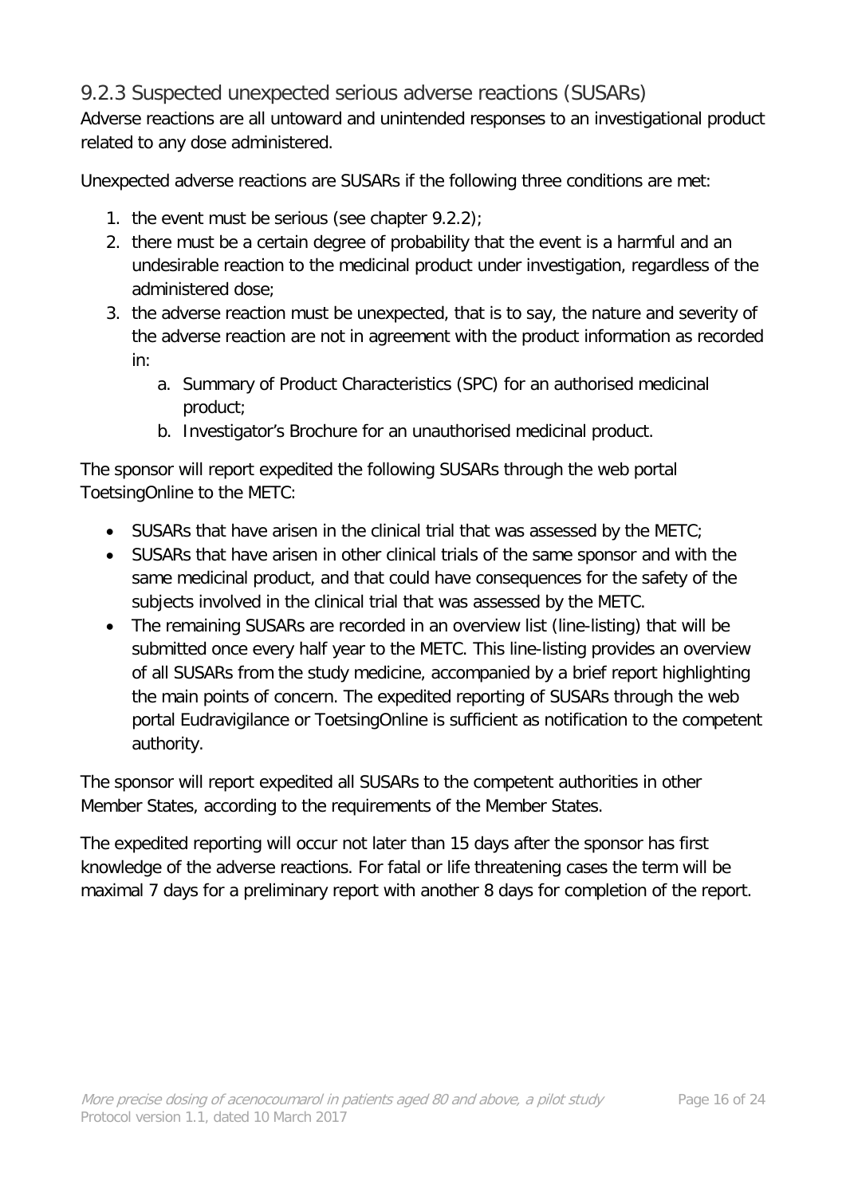### 9.2.3 Suspected unexpected serious adverse reactions (SUSARs)

Adverse reactions are all untoward and unintended responses to an investigational product related to any dose administered.

Unexpected adverse reactions are SUSARs if the following three conditions are met:

1. the event must be serious (see chapter 9.2.2);
2. there must be a certain degree of probability that the event is a harmful and an undesirable reaction to the medicinal product under investigation, regardless of the administered dose;
3. the adverse reaction must be unexpected, that is to say, the nature and severity of the adverse reaction are not in agreement with the product information as recorded in:
    a. Summary of Product Characteristics (SPC) for an authorised medicinal product;
    b. Investigator's Brochure for an unauthorised medicinal product.

The sponsor will report expedited the following SUSARs through the web portal ToetsingOnline to the METC:

- SUSARs that have arisen in the clinical trial that was assessed by the METC;
- SUSARs that have arisen in other clinical trials of the same sponsor and with the same medicinal product, and that could have consequences for the safety of the subjects involved in the clinical trial that was assessed by the METC.
- The remaining SUSARs are recorded in an overview list (line-listing) that will be submitted once every half year to the METC. This line-listing provides an overview of all SUSARs from the study medicine, accompanied by a brief report highlighting the main points of concern. The expedited reporting of SUSARs through the web portal Eudravigilance or ToetsingOnline is sufficient as notification to the competent authority.

The sponsor will report expedited all SUSARs to the competent authorities in other Member States, according to the requirements of the Member States.

The expedited reporting will occur not later than 15 days after the sponsor has first knowledge of the adverse reactions. For fatal or life threatening cases the term will be maximal 7 days for a preliminary report with another 8 days for completion of the report.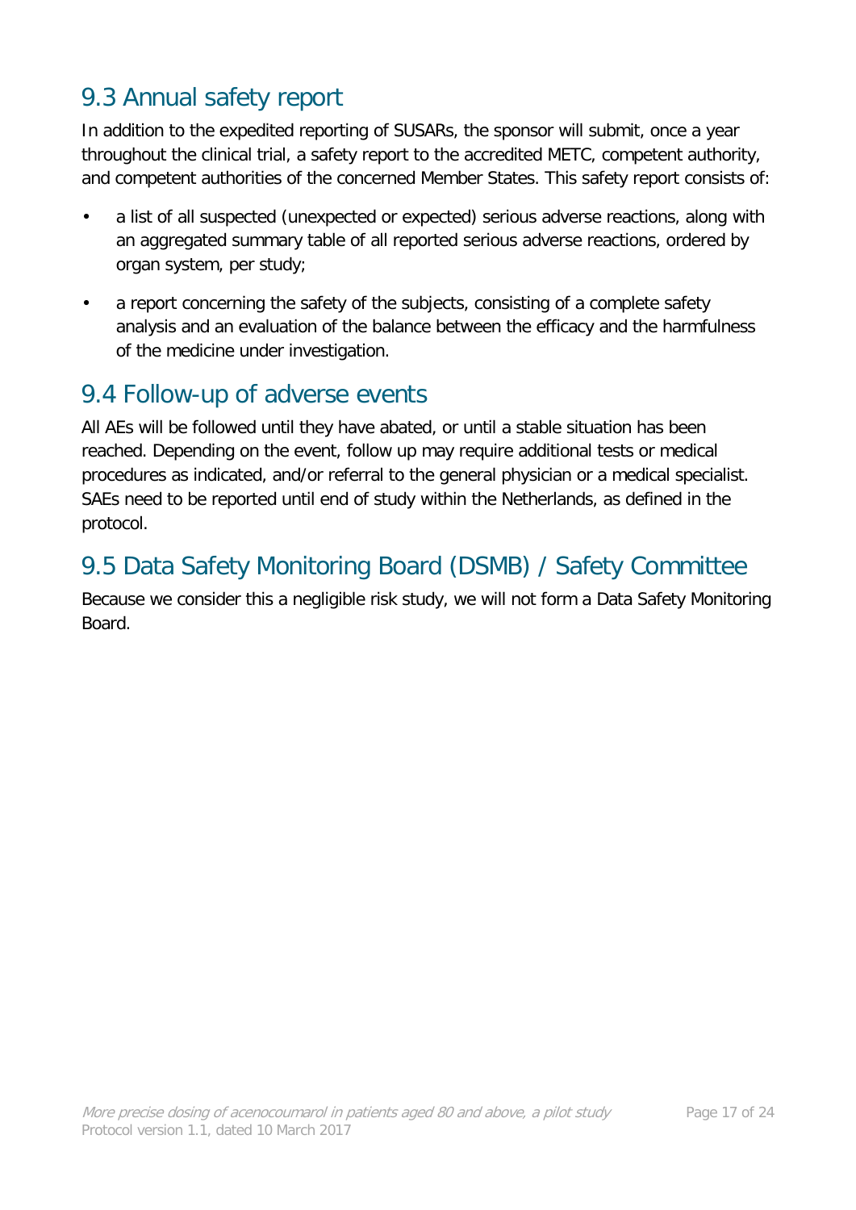## 9.3 Annual safety report

In addition to the expedited reporting of SUSARs, the sponsor will submit, once a year throughout the clinical trial, a safety report to the accredited METC, competent authority, and competent authorities of the concerned Member States. This safety report consists of:

- a list of all suspected (unexpected or expected) serious adverse reactions, along with an aggregated summary table of all reported serious adverse reactions, ordered by organ system, per study;
- a report concerning the safety of the subjects, consisting of a complete safety analysis and an evaluation of the balance between the efficacy and the harmfulness of the medicine under investigation.

## 9.4 Follow-up of adverse events

All AEs will be followed until they have abated, or until a stable situation has been reached. Depending on the event, follow up may require additional tests or medical procedures as indicated, and/or referral to the general physician or a medical specialist. SAEs need to be reported until end of study within the Netherlands, as defined in the protocol.

## 9.5 Data Safety Monitoring Board (DSMB) / Safety Committee

Because we consider this a negligible risk study, we will not form a Data Safety Monitoring Board.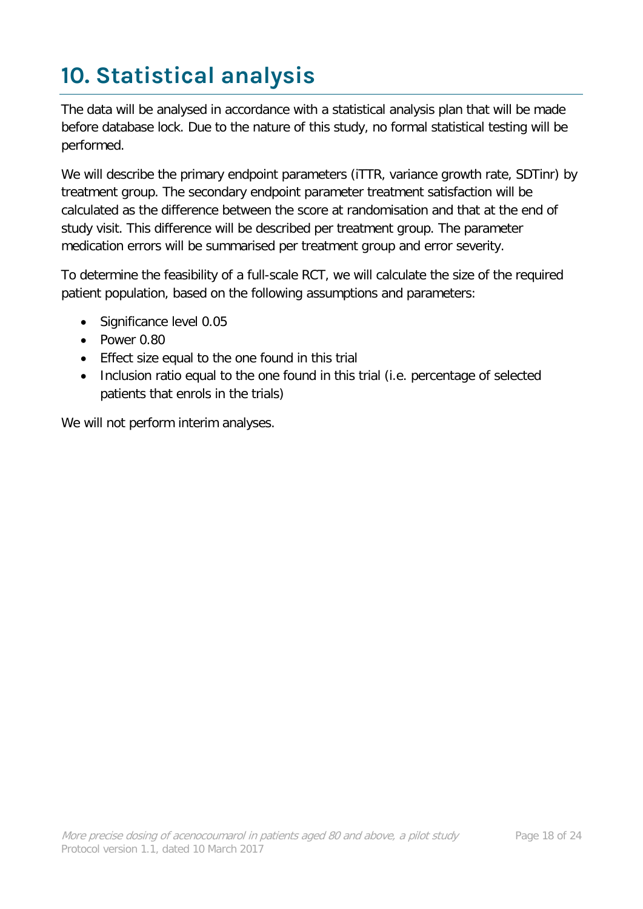# 10. Statistical analysis

The data will be analysed in accordance with a statistical analysis plan that will be made before database lock. Due to the nature of this study, no formal statistical testing will be performed.

We will describe the primary endpoint parameters (iTTR, variance growth rate, SDTinr) by treatment group. The secondary endpoint parameter treatment satisfaction will be calculated as the difference between the score at randomisation and that at the end of study visit. This difference will be described per treatment group. The parameter medication errors will be summarised per treatment group and error severity.

To determine the feasibility of a full-scale RCT, we will calculate the size of the required patient population, based on the following assumptions and parameters:

- Significance level 0.05
- Power 0.80
- Effect size equal to the one found in this trial
- Inclusion ratio equal to the one found in this trial (i.e. percentage of selected patients that enrols in the trials)

We will not perform interim analyses.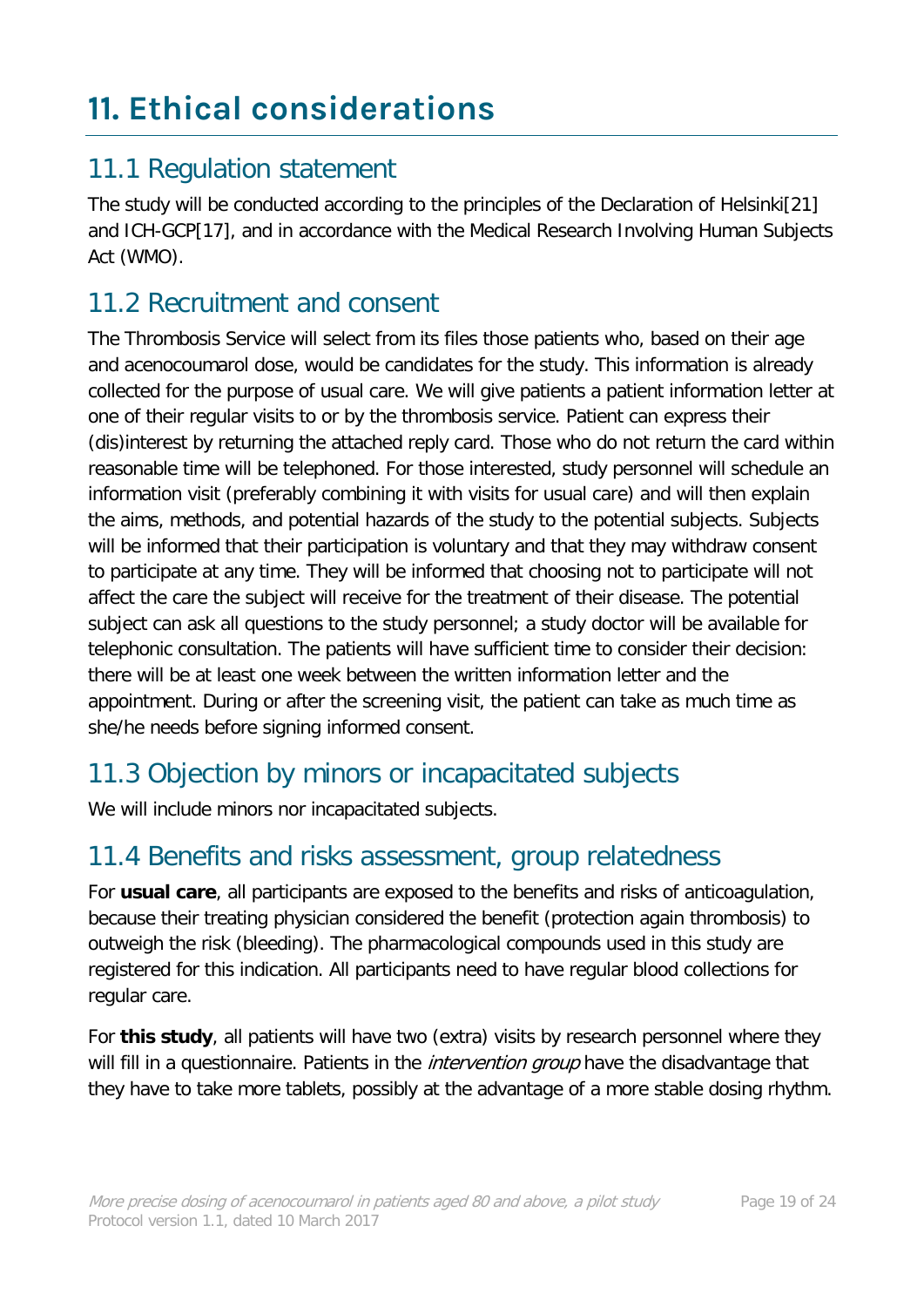# 11. Ethical considerations

## 11.1 Regulation statement

The study will be conducted according to the principles of the Declaration of Helsinki[21] and ICH-GCP[17], and in accordance with the Medical Research Involving Human Subjects Act (WMO).

## 11.2 Recruitment and consent

The Thrombosis Service will select from its files those patients who, based on their age and acenocoumarol dose, would be candidates for the study. This information is already collected for the purpose of usual care. We will give patients a patient information letter at one of their regular visits to or by the thrombosis service. Patient can express their (dis)interest by returning the attached reply card. Those who do not return the card within reasonable time will be telephoned. For those interested, study personnel will schedule an information visit (preferably combining it with visits for usual care) and will then explain the aims, methods, and potential hazards of the study to the potential subjects. Subjects will be informed that their participation is voluntary and that they may withdraw consent to participate at any time. They will be informed that choosing not to participate will not affect the care the subject will receive for the treatment of their disease. The potential subject can ask all questions to the study personnel; a study doctor will be available for telephonic consultation. The patients will have sufficient time to consider their decision: there will be at least one week between the written information letter and the appointment. During or after the screening visit, the patient can take as much time as she/he needs before signing informed consent.

## 11.3 Objection by minors or incapacitated subjects

We will include minors nor incapacitated subjects.

## 11.4 Benefits and risks assessment, group relatedness

For **usual care**, all participants are exposed to the benefits and risks of anticoagulation, because their treating physician considered the benefit (protection again thrombosis) to outweigh the risk (bleeding). The pharmacological compounds used in this study are registered for this indication. All participants need to have regular blood collections for regular care.

For **this study**, all patients will have two (extra) visits by research personnel where they will fill in a questionnaire. Patients in the *intervention group* have the disadvantage that they have to take more tablets, possibly at the advantage of a more stable dosing rhythm.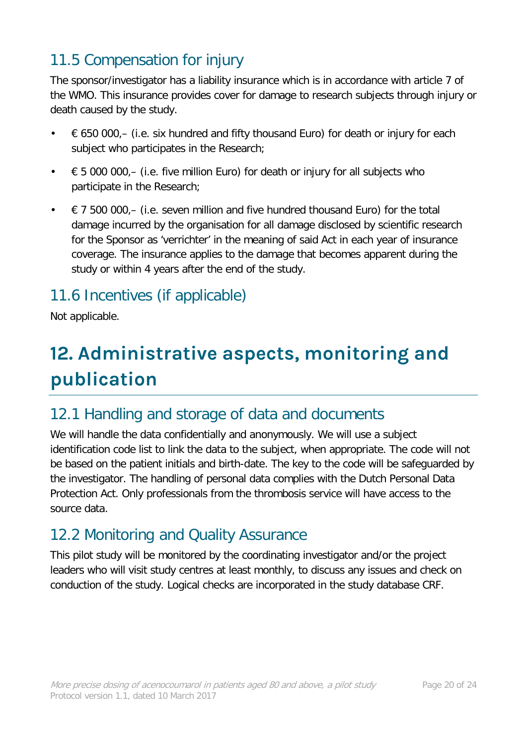## 11.5 Compensation for injury

The sponsor/investigator has a liability insurance which is in accordance with article 7 of the WMO. This insurance provides cover for damage to research subjects through injury or death caused by the study.

- € 650 000,– (i.e. six hundred and fifty thousand Euro) for death or injury for each subject who participates in the Research;
- € 5 000 000,– (i.e. five million Euro) for death or injury for all subjects who participate in the Research;
- € 7 500 000,– (i.e. seven million and five hundred thousand Euro) for the total damage incurred by the organisation for all damage disclosed by scientific research for the Sponsor as 'verrichter' in the meaning of said Act in each year of insurance coverage. The insurance applies to the damage that becomes apparent during the study or within 4 years after the end of the study.

## 11.6 Incentives (if applicable)

Not applicable.

# 12. Administrative aspects, monitoring and publication

## 12.1 Handling and storage of data and documents

We will handle the data confidentially and anonymously. We will use a subject identification code list to link the data to the subject, when appropriate. The code will not be based on the patient initials and birth-date. The key to the code will be safeguarded by the investigator. The handling of personal data complies with the Dutch Personal Data Protection Act. Only professionals from the thrombosis service will have access to the source data.

## 12.2 Monitoring and Quality Assurance

This pilot study will be monitored by the coordinating investigator and/or the project leaders who will visit study centres at least monthly, to discuss any issues and check on conduction of the study. Logical checks are incorporated in the study database CRF.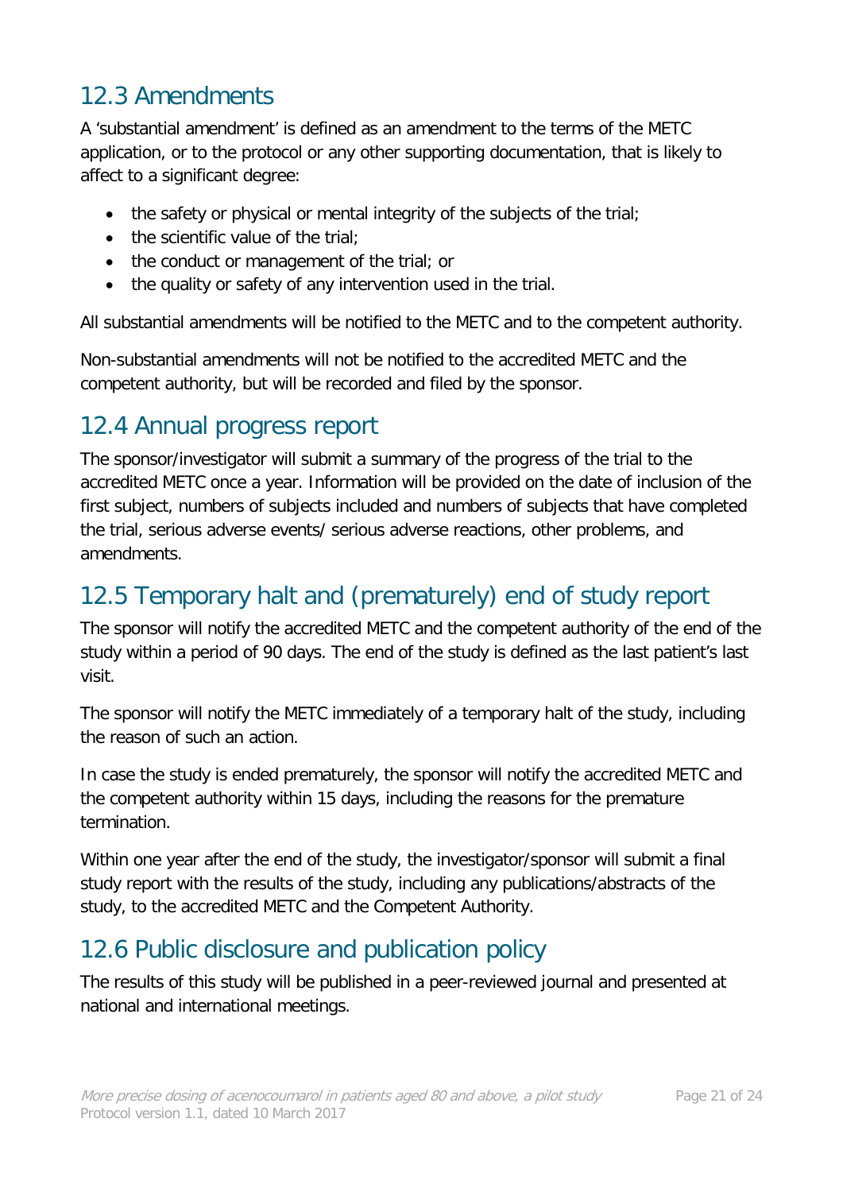## 12.3 Amendments

A 'substantial amendment' is defined as an amendment to the terms of the METC application, or to the protocol or any other supporting documentation, that is likely to affect to a significant degree:

- the safety or physical or mental integrity of the subjects of the trial;
- the scientific value of the trial;
- the conduct or management of the trial; or
- the quality or safety of any intervention used in the trial.

All substantial amendments will be notified to the METC and to the competent authority.

Non-substantial amendments will not be notified to the accredited METC and the competent authority, but will be recorded and filed by the sponsor.

## 12.4 Annual progress report

The sponsor/investigator will submit a summary of the progress of the trial to the accredited METC once a year. Information will be provided on the date of inclusion of the first subject, numbers of subjects included and numbers of subjects that have completed the trial, serious adverse events/ serious adverse reactions, other problems, and amendments.

## 12.5 Temporary halt and (prematurely) end of study report

The sponsor will notify the accredited METC and the competent authority of the end of the study within a period of 90 days. The end of the study is defined as the last patient's last visit.

The sponsor will notify the METC immediately of a temporary halt of the study, including the reason of such an action.

In case the study is ended prematurely, the sponsor will notify the accredited METC and the competent authority within 15 days, including the reasons for the premature termination.

Within one year after the end of the study, the investigator/sponsor will submit a final study report with the results of the study, including any publications/abstracts of the study, to the accredited METC and the Competent Authority.

## 12.6 Public disclosure and publication policy

The results of this study will be published in a peer-reviewed journal and presented at national and international meetings.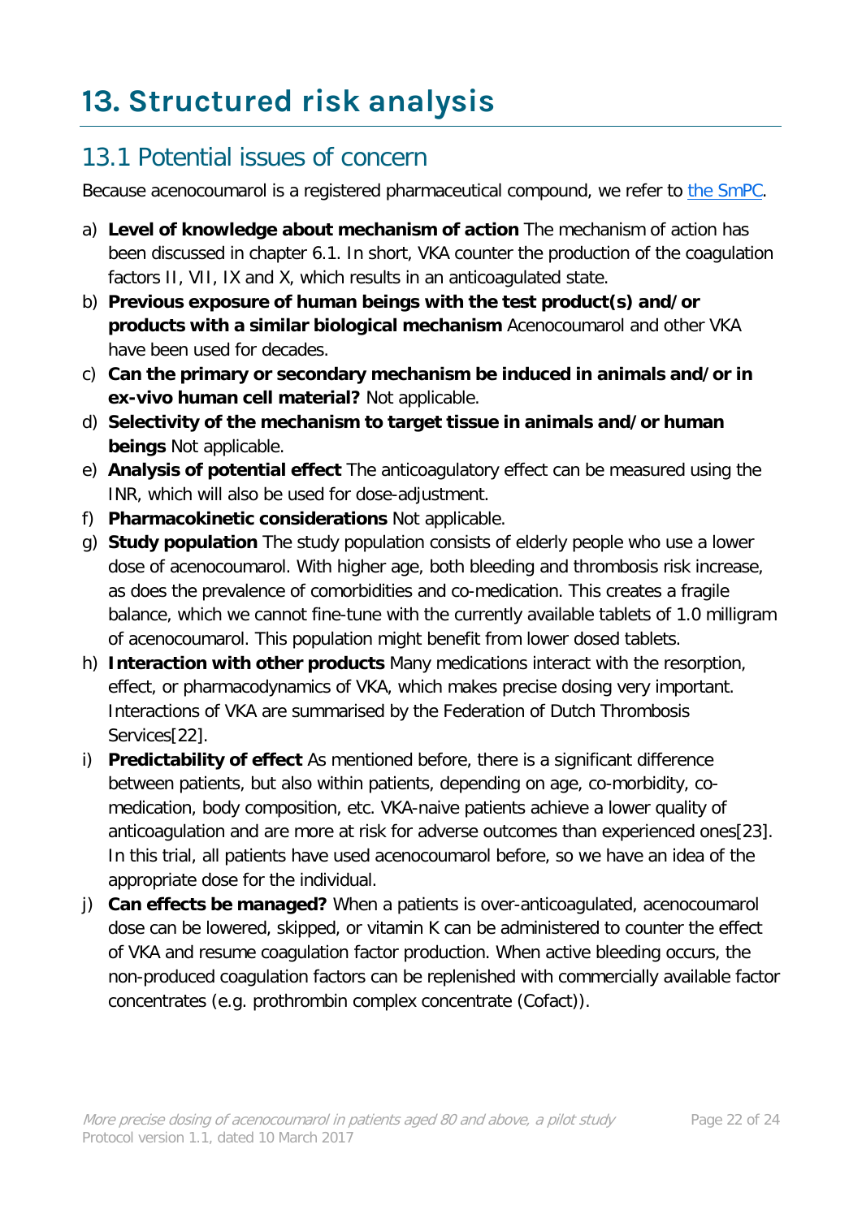# 13. Structured risk analysis

## 13.1 Potential issues of concern

Because acenocoumarol is a registered pharmaceutical compound, we refer to the SmPC.

a) **Level of knowledge about mechanism of action** The mechanism of action has been discussed in chapter 6.1. In short, VKA counter the production of the coagulation factors II, VII, IX and X, which results in an anticoagulated state.
b) **Previous exposure of human beings with the test product(s) and/or products with a similar biological mechanism** Acenocoumarol and other VKA have been used for decades.
c) **Can the primary or secondary mechanism be induced in animals and/or in ex-vivo human cell material?** Not applicable.
d) **Selectivity of the mechanism to target tissue in animals and/or human beings** Not applicable.
e) **Analysis of potential effect** The anticoagulatory effect can be measured using the INR, which will also be used for dose-adjustment.
f) **Pharmacokinetic considerations** Not applicable.
g) **Study population** The study population consists of elderly people who use a lower dose of acenocoumarol. With higher age, both bleeding and thrombosis risk increase, as does the prevalence of comorbidities and co-medication. This creates a fragile balance, which we cannot fine-tune with the currently available tablets of 1.0 milligram of acenocoumarol. This population might benefit from lower dosed tablets.
h) **Interaction with other products** Many medications interact with the resorption, effect, or pharmacodynamics of VKA, which makes precise dosing very important. Interactions of VKA are summarised by the Federation of Dutch Thrombosis Services[22].
i) **Predictability of effect** As mentioned before, there is a significant difference between patients, but also within patients, depending on age, co-morbidity, co-medication, body composition, etc. VKA-naive patients achieve a lower quality of anticoagulation and are more at risk for adverse outcomes than experienced ones[23]. In this trial, all patients have used acenocoumarol before, so we have an idea of the appropriate dose for the individual.
j) **Can effects be managed?** When a patients is over-anticoagulated, acenocoumarol dose can be lowered, skipped, or vitamin K can be administered to counter the effect of VKA and resume coagulation factor production. When active bleeding occurs, the non-produced coagulation factors can be replenished with commercially available factor concentrates (e.g. prothrombin complex concentrate (Cofact)).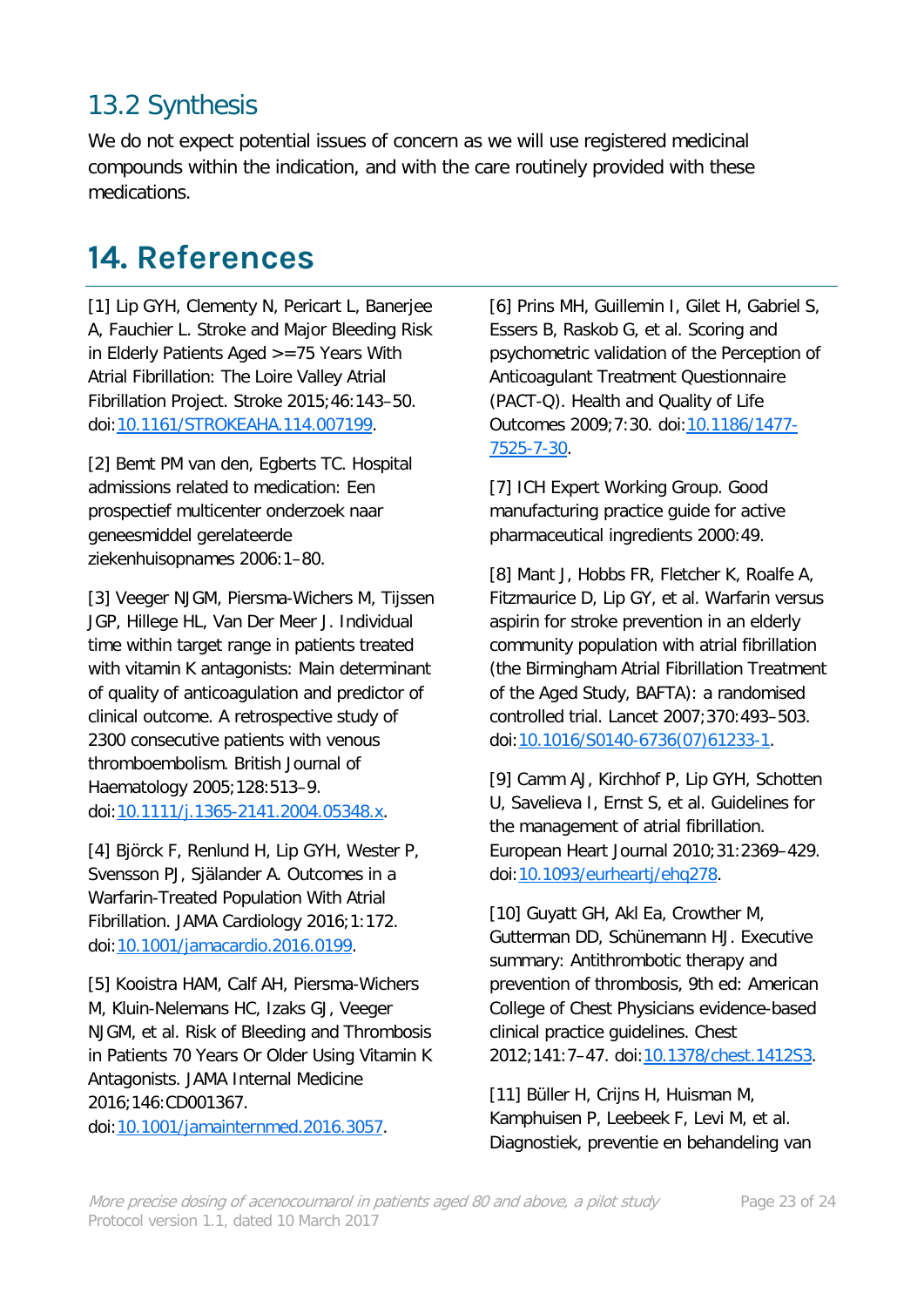## 13.2 Synthesis

We do not expect potential issues of concern as we will use registered medicinal compounds within the indication, and with the care routinely provided with these medications.

# 14. References

[1] Lip GYH, Clementy N, Pericart L, Banerjee A, Fauchier L. Stroke and Major Bleeding Risk in Elderly Patients Aged >=75 Years With Atrial Fibrillation: The Loire Valley Atrial Fibrillation Project. Stroke 2015;46:143–50. doi:10.1161/STROKEAHA.114.007199.

[2] Bemt PM van den, Egberts TC. Hospital admissions related to medication: Een prospectief multicenter onderzoek naar geneesmiddel gerelateerde ziekenhuisopnames 2006:1–80.

[3] Veeger NJGM, Piersma-Wichers M, Tijssen JGP, Hillege HL, Van Der Meer J. Individual time within target range in patients treated with vitamin K antagonists: Main determinant of quality of anticoagulation and predictor of clinical outcome. A retrospective study of 2300 consecutive patients with venous thromboembolism. British Journal of Haematology 2005;128:513–9. doi:10.1111/j.1365-2141.2004.05348.x.

[4] Björck F, Renlund H, Lip GYH, Wester P, Svensson PJ, Själander A. Outcomes in a Warfarin-Treated Population With Atrial Fibrillation. JAMA Cardiology 2016;1:172. doi:10.1001/jamacardio.2016.0199.

[5] Kooistra HAM, Calf AH, Piersma-Wichers M, Kluin-Nelemans HC, Izaks GJ, Veeger NJGM, et al. Risk of Bleeding and Thrombosis in Patients 70 Years Or Older Using Vitamin K Antagonists. JAMA Internal Medicine 2016;146:CD001367. doi:10.1001/jamainternmed.2016.3057.

[6] Prins MH, Guillemin I, Gilet H, Gabriel S, Essers B, Raskob G, et al. Scoring and psychometric validation of the Perception of Anticoagulant Treatment Questionnaire (PACT-Q). Health and Quality of Life Outcomes 2009;7:30. doi:10.1186/1477-7525-7-30.

[7] ICH Expert Working Group. Good manufacturing practice guide for active pharmaceutical ingredients 2000:49.

[8] Mant J, Hobbs FR, Fletcher K, Roalfe A, Fitzmaurice D, Lip GY, et al. Warfarin versus aspirin for stroke prevention in an elderly community population with atrial fibrillation (the Birmingham Atrial Fibrillation Treatment of the Aged Study, BAFTA): a randomised controlled trial. Lancet 2007;370:493–503. doi:10.1016/S0140-6736(07)61233-1.

[9] Camm AJ, Kirchhof P, Lip GYH, Schotten U, Savelieva I, Ernst S, et al. Guidelines for the management of atrial fibrillation. European Heart Journal 2010;31:2369–429. doi:10.1093/eurheartj/ehq278.

[10] Guyatt GH, Akl Ea, Crowther M, Gutterman DD, Schünemann HJ. Executive summary: Antithrombotic therapy and prevention of thrombosis, 9th ed: American College of Chest Physicians evidence-based clinical practice guidelines. Chest 2012;141:7–47. doi:10.1378/chest.1412S3.

[11] Büller H, Crijns H, Huisman M, Kamphuisen P, Leebeek F, Levi M, et al. Diagnostiek, preventie en behandeling van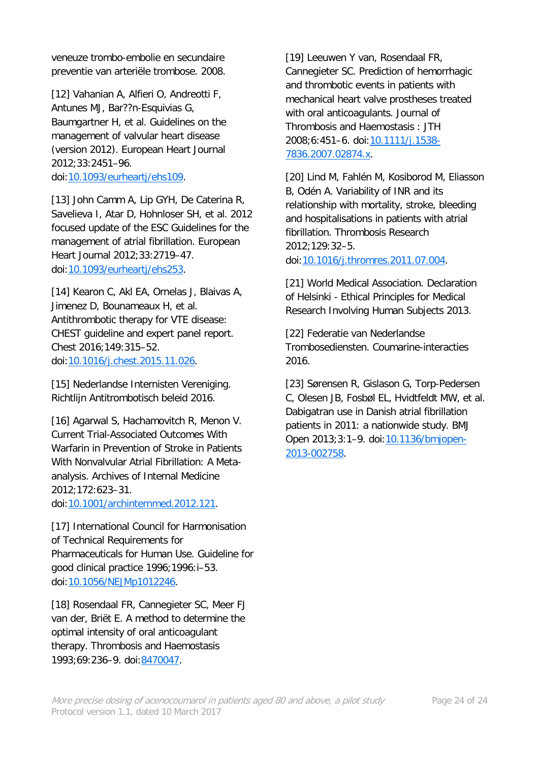veneuze trombo-embolie en secundaire preventie van arteriële trombose. 2008.

[12] Vahanian A, Alfieri O, Andreotti F, Antunes MJ, Bar??n-Esquivias G, Baumgartner H, et al. Guidelines on the management of valvular heart disease (version 2012). European Heart Journal 2012;33:2451–96. doi:10.1093/eurheartj/ehs109.

[13] John Camm A, Lip GYH, De Caterina R, Savelieva I, Atar D, Hohnloser SH, et al. 2012 focused update of the ESC Guidelines for the management of atrial fibrillation. European Heart Journal 2012;33:2719–47. doi:10.1093/eurheartj/ehs253.

[14] Kearon C, Akl EA, Ornelas J, Blaivas A, Jimenez D, Bounameaux H, et al. Antithrombotic therapy for VTE disease: CHEST guideline and expert panel report. Chest 2016;149:315–52. doi:10.1016/j.chest.2015.11.026.

[15] Nederlandse Internisten Vereniging. Richtlijn Antitrombotisch beleid 2016.

[16] Agarwal S, Hachamovitch R, Menon V. Current Trial-Associated Outcomes With Warfarin in Prevention of Stroke in Patients With Nonvalvular Atrial Fibrillation: A Meta-analysis. Archives of Internal Medicine 2012;172:623–31. doi:10.1001/archinternmed.2012.121.

[17] International Council for Harmonisation of Technical Requirements for Pharmaceuticals for Human Use. Guideline for good clinical practice 1996;1996:i–53. doi:10.1056/NEJMp1012246.

[18] Rosendaal FR, Cannegieter SC, Meer FJ van der, Briët E. A method to determine the optimal intensity of oral anticoagulant therapy. Thrombosis and Haemostasis 1993;69:236–9. doi:8470047.

[19] Leeuwen Y van, Rosendaal FR, Cannegieter SC. Prediction of hemorrhagic and thrombotic events in patients with mechanical heart valve prostheses treated with oral anticoagulants. Journal of Thrombosis and Haemostasis : JTH 2008;6:451–6. doi:10.1111/j.1538-7836.2007.02874.x.

[20] Lind M, Fahlén M, Kosiborod M, Eliasson B, Odén A. Variability of INR and its relationship with mortality, stroke, bleeding and hospitalisations in patients with atrial fibrillation. Thrombosis Research 2012;129:32–5. doi:10.1016/j.thromres.2011.07.004.

[21] World Medical Association. Declaration of Helsinki - Ethical Principles for Medical Research Involving Human Subjects 2013.

[22] Federatie van Nederlandse Trombosediensten. Coumarine-interacties 2016.

[23] Sørensen R, Gislason G, Torp-Pedersen C, Olesen JB, Fosbøl EL, Hvidtfeldt MW, et al. Dabigatran use in Danish atrial fibrillation patients in 2011: a nationwide study. BMJ Open 2013;3:1–9. doi:10.1136/bmjopen-2013-002758.